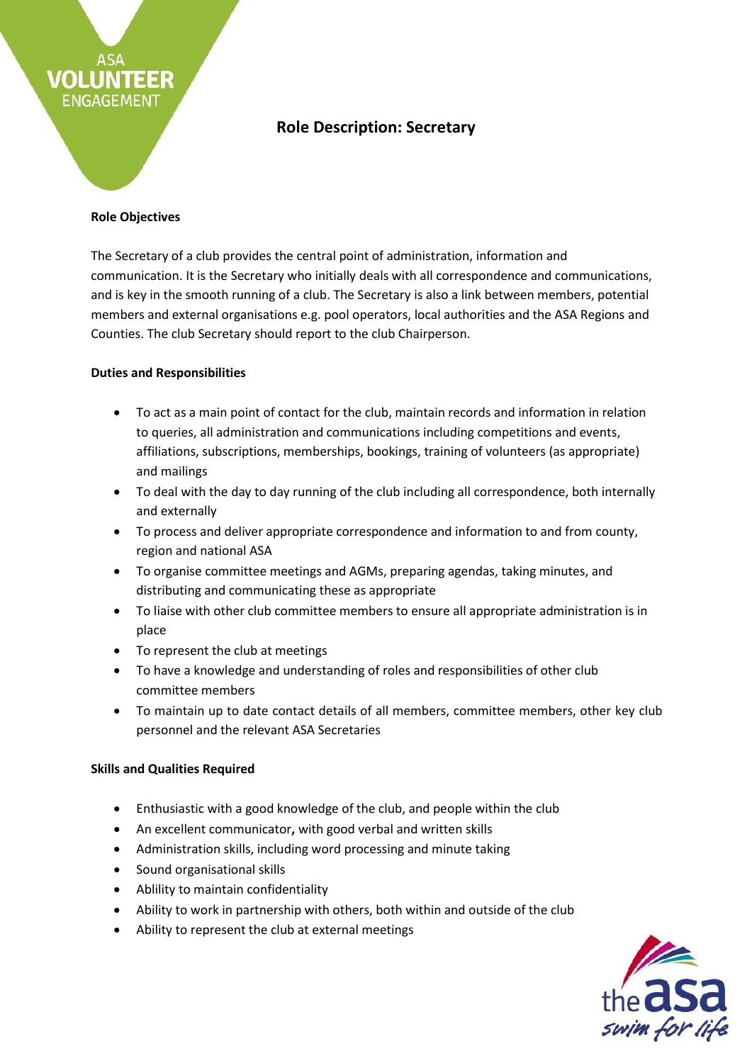# Role Description: Secretary

**Role Objectives**

The Secretary of a club provides the central point of administration, information and communication. It is the Secretary who initially deals with all correspondence and communications, and is key in the smooth running of a club. The Secretary is also a link between members, potential members and external organisations e.g. pool operators, local authorities and the ASA Regions and Counties. The club Secretary should report to the club Chairperson.

**Duties and Responsibilities**

- To act as a main point of contact for the club, maintain records and information in relation to queries, all administration and communications including competitions and events, affiliations, subscriptions, memberships, bookings, training of volunteers (as appropriate) and mailings
- To deal with the day to day running of the club including all correspondence, both internally and externally
- To process and deliver appropriate correspondence and information to and from county, region and national ASA
- To organise committee meetings and AGMs, preparing agendas, taking minutes, and distributing and communicating these as appropriate
- To liaise with other club committee members to ensure all appropriate administration is in place
- To represent the club at meetings
- To have a knowledge and understanding of roles and responsibilities of other club committee members
- To maintain up to date contact details of all members, committee members, other key club personnel and the relevant ASA Secretaries

**Skills and Qualities Required**

- Enthusiastic with a good knowledge of the club, and people within the club
- An excellent communicator**,** with good verbal and written skills
- Administration skills, including word processing and minute taking
- Sound organisational skills
- Ablility to maintain confidentiality
- Ability to work in partnership with others, both within and outside of the club
- Ability to represent the club at external meetings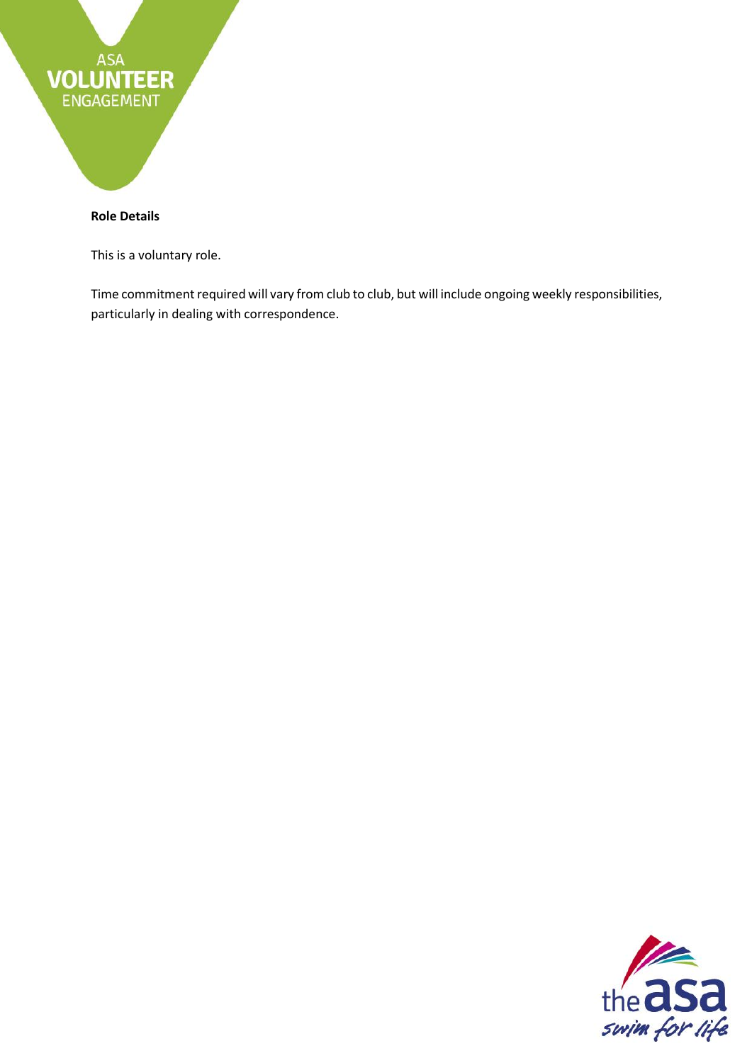**Role Details**

This is a voluntary role.

Time commitment required will vary from club to club, but will include ongoing weekly responsibilities, particularly in dealing with correspondence.